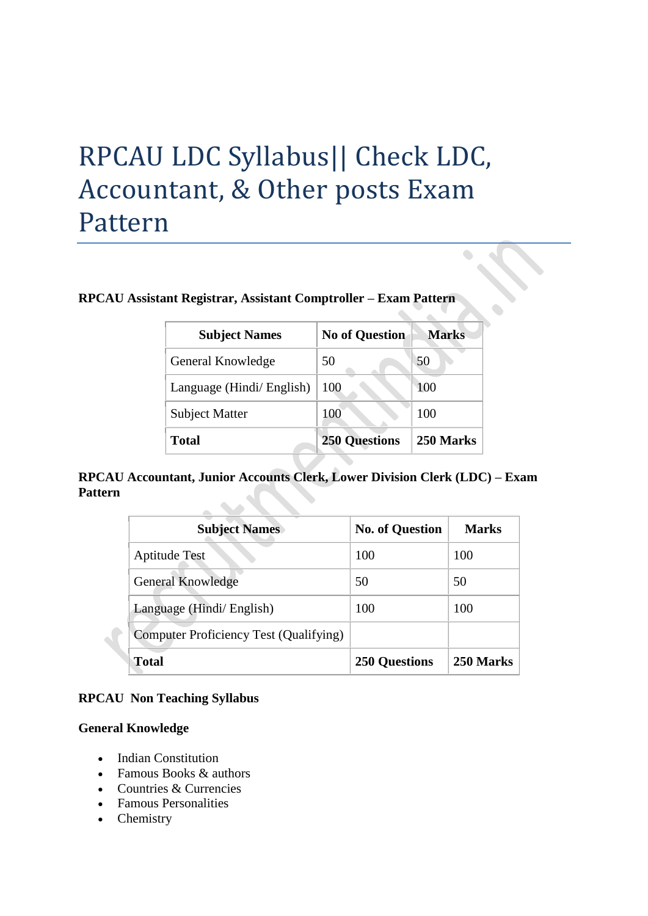# RPCAU LDC Syllabus|| Check LDC, Accountant, & Other posts Exam Pattern

**RPCAU Assistant Registrar, Assistant Comptroller – Exam Pattern**

| Subject Names | No of Question | Marks |
|---|---|---|
| General Knowledge | 50 | 50 |
| Language (Hindi/ English) | 100 | 100 |
| Subject Matter | 100 | 100 |
| **Total** | **250 Questions** | **250 Marks** |

**RPCAU Accountant, Junior Accounts Clerk, Lower Division Clerk (LDC) – Exam Pattern**

| Subject Names | No. of Question | Marks |
|---|---|---|
| Aptitude Test | 100 | 100 |
| General Knowledge | 50 | 50 |
| Language (Hindi/ English) | 100 | 100 |
| Computer Proficiency Test (Qualifying) | | |
| **Total** | **250 Questions** | **250 Marks** |

**RPCAU Non Teaching Syllabus**

**General Knowledge**

- Indian Constitution
- Famous Books & authors
- Countries & Currencies
- Famous Personalities
- Chemistry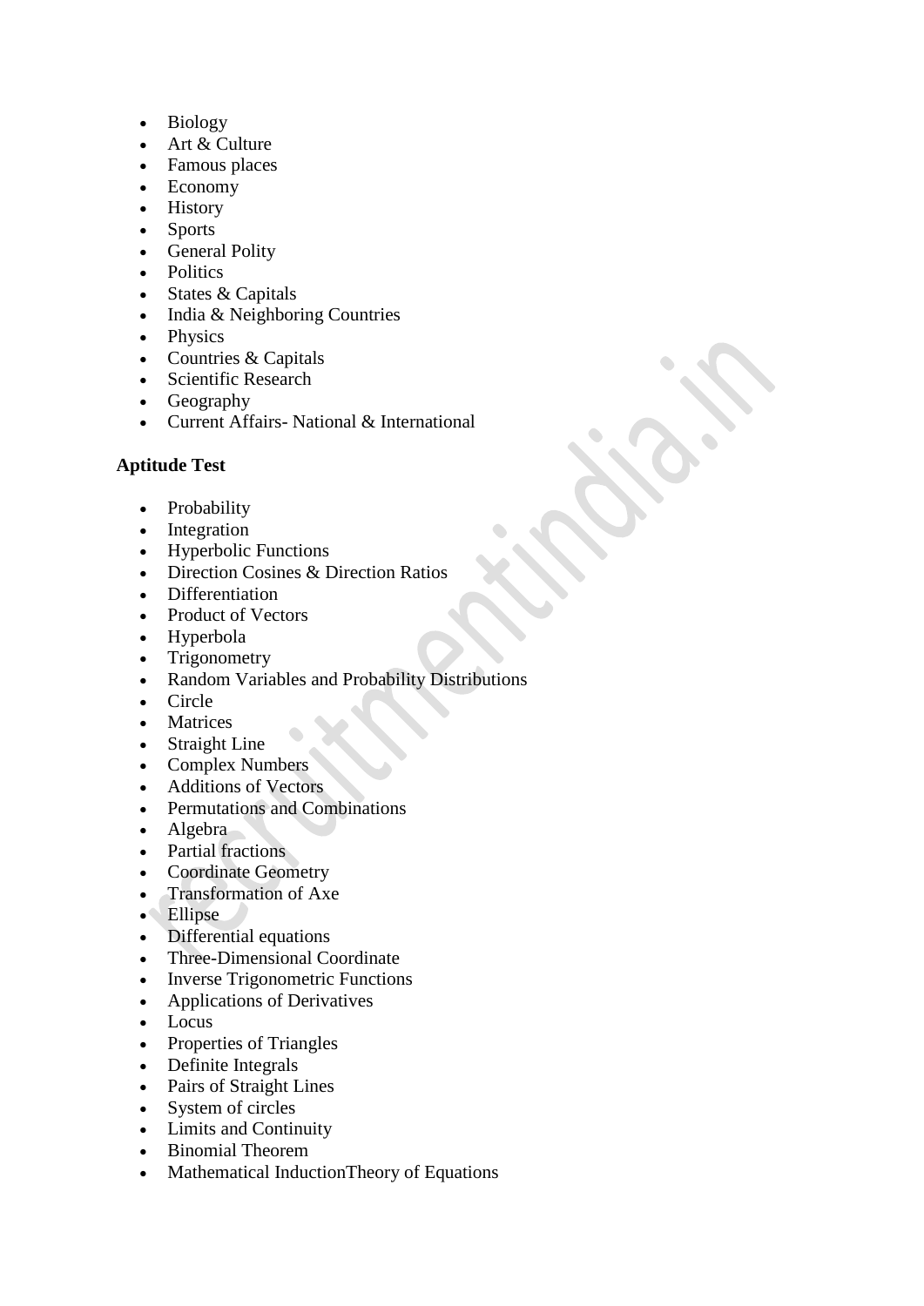- Biology
- Art & Culture
- Famous places
- Economy
- History
- Sports
- General Polity
- Politics
- States & Capitals
- India & Neighboring Countries
- Physics
- Countries & Capitals
- Scientific Research
- Geography
- Current Affairs- National & International

**Aptitude Test**

- Probability
- Integration
- Hyperbolic Functions
- Direction Cosines & Direction Ratios
- Differentiation
- Product of Vectors
- Hyperbola
- Trigonometry
- Random Variables and Probability Distributions
- Circle
- Matrices
- Straight Line
- Complex Numbers
- Additions of Vectors
- Permutations and Combinations
- Algebra
- Partial fractions
- Coordinate Geometry
- Transformation of Axe
- Ellipse
- Differential equations
- Three-Dimensional Coordinate
- Inverse Trigonometric Functions
- Applications of Derivatives
- Locus
- Properties of Triangles
- Definite Integrals
- Pairs of Straight Lines
- System of circles
- Limits and Continuity
- Binomial Theorem
- Mathematical InductionTheory of Equations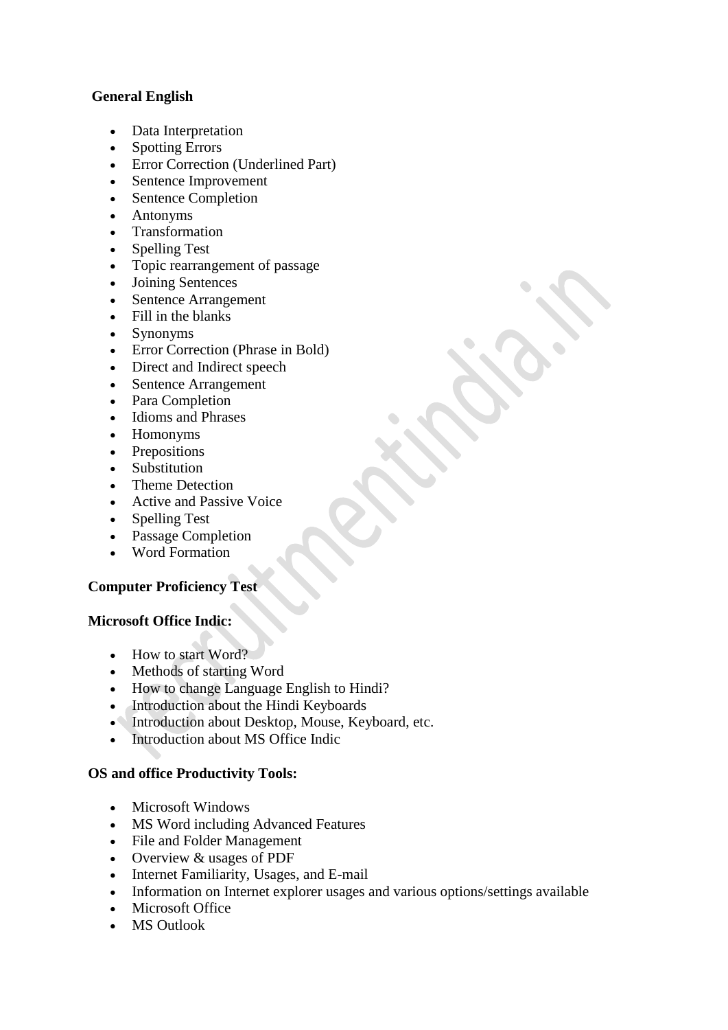**General English**

- Data Interpretation
- Spotting Errors
- Error Correction (Underlined Part)
- Sentence Improvement
- Sentence Completion
- Antonyms
- Transformation
- Spelling Test
- Topic rearrangement of passage
- Joining Sentences
- Sentence Arrangement
- Fill in the blanks
- Synonyms
- Error Correction (Phrase in Bold)
- Direct and Indirect speech
- Sentence Arrangement
- Para Completion
- Idioms and Phrases
- Homonyms
- Prepositions
- Substitution
- Theme Detection
- Active and Passive Voice
- Spelling Test
- Passage Completion
- Word Formation

**Computer Proficiency Test**

**Microsoft Office Indic:**

- How to start Word?
- Methods of starting Word
- How to change Language English to Hindi?
- Introduction about the Hindi Keyboards
- Introduction about Desktop, Mouse, Keyboard, etc.
- Introduction about MS Office Indic

**OS and office Productivity Tools:**

- Microsoft Windows
- MS Word including Advanced Features
- File and Folder Management
- Overview & usages of PDF
- Internet Familiarity, Usages, and E-mail
- Information on Internet explorer usages and various options/settings available
- Microsoft Office
- MS Outlook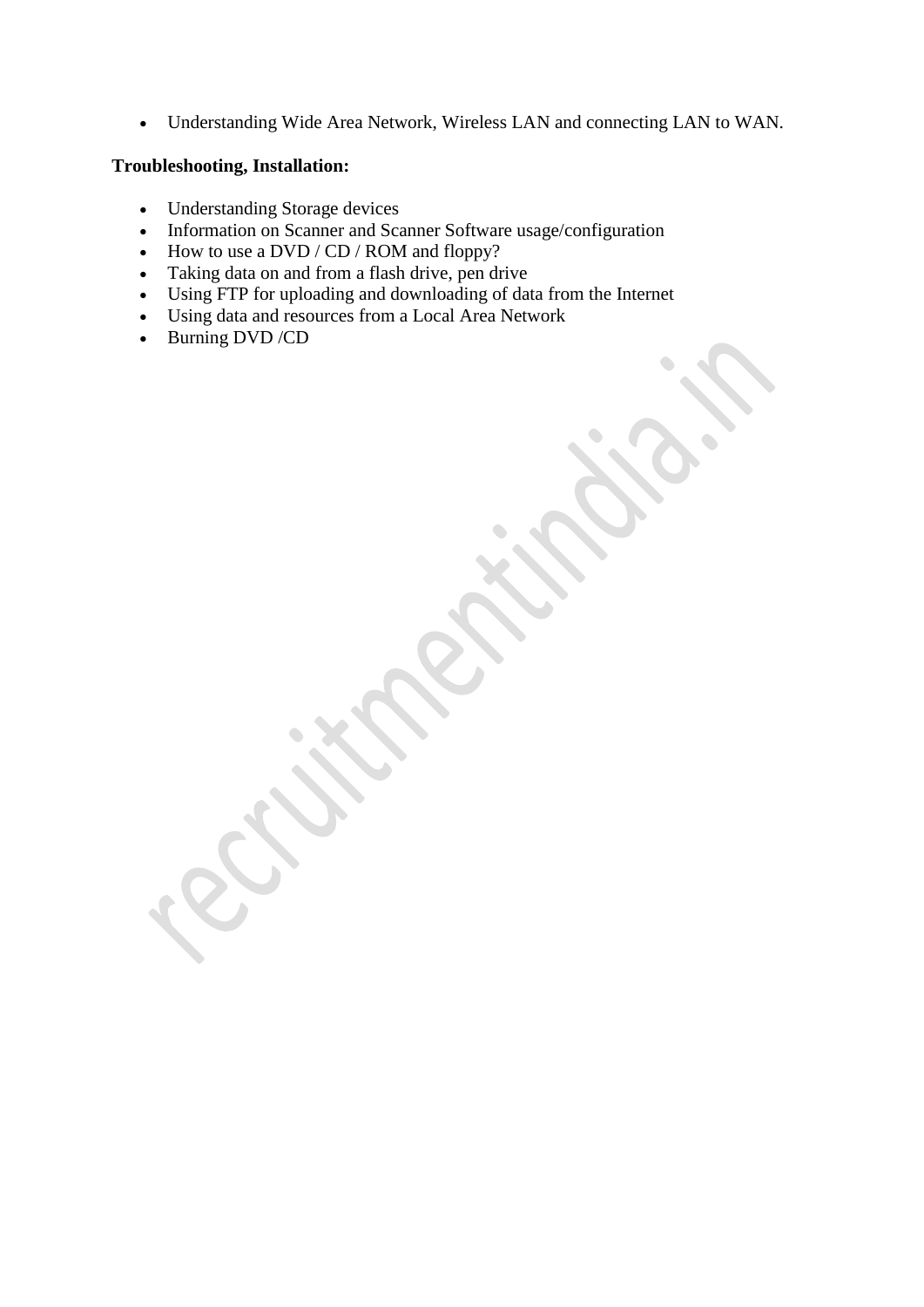- Understanding Wide Area Network, Wireless LAN and connecting LAN to WAN.

**Troubleshooting, Installation:**

- Understanding Storage devices
- Information on Scanner and Scanner Software usage/configuration
- How to use a DVD / CD / ROM and floppy?
- Taking data on and from a flash drive, pen drive
- Using FTP for uploading and downloading of data from the Internet
- Using data and resources from a Local Area Network
- Burning DVD /CD